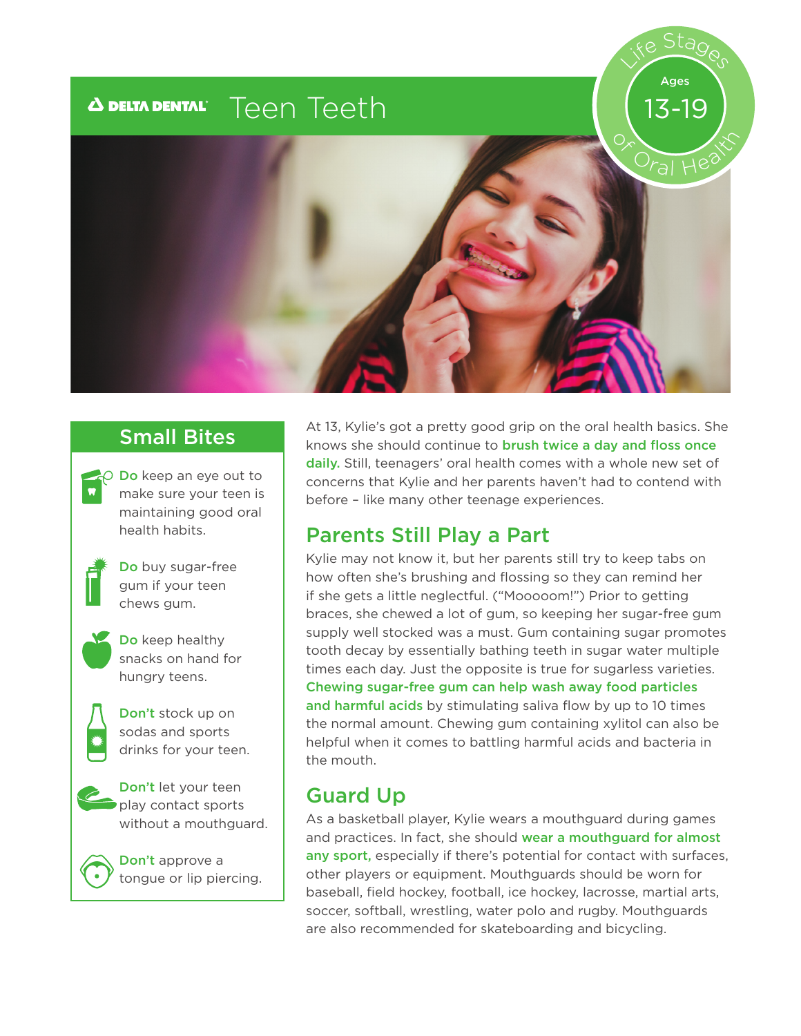# Teen Teeth

DELTA DENTAL

Life Stages of Oral Health

Ages 13-19

## Small Bites

- **Do** keep an eye out to make sure your teen is maintaining good oral health habits.
- **Do** buy sugar-free gum if your teen chews gum.
- **Do** keep healthy snacks on hand for hungry teens.
- **Don't** stock up on sodas and sports drinks for your teen.
- **Don't** let your teen play contact sports without a mouthguard.
- **Don't** approve a tongue or lip piercing.

At 13, Kylie's got a pretty good grip on the oral health basics. She knows she should continue to **brush twice a day and floss once daily.** Still, teenagers' oral health comes with a whole new set of concerns that Kylie and her parents haven't had to contend with before – like many other teenage experiences.

## Parents Still Play a Part

Kylie may not know it, but her parents still try to keep tabs on how often she's brushing and flossing so they can remind her if she gets a little neglectful. ("Mooooom!") Prior to getting braces, she chewed a lot of gum, so keeping her sugar-free gum supply well stocked was a must. Gum containing sugar promotes tooth decay by essentially bathing teeth in sugar water multiple times each day. Just the opposite is true for sugarless varieties. **Chewing sugar-free gum can help wash away food particles and harmful acids** by stimulating saliva flow by up to 10 times the normal amount. Chewing gum containing xylitol can also be helpful when it comes to battling harmful acids and bacteria in the mouth.

## Guard Up

As a basketball player, Kylie wears a mouthguard during games and practices. In fact, she should **wear a mouthguard for almost any sport,** especially if there's potential for contact with surfaces, other players or equipment. Mouthguards should be worn for baseball, field hockey, football, ice hockey, lacrosse, martial arts, soccer, softball, wrestling, water polo and rugby. Mouthguards are also recommended for skateboarding and bicycling.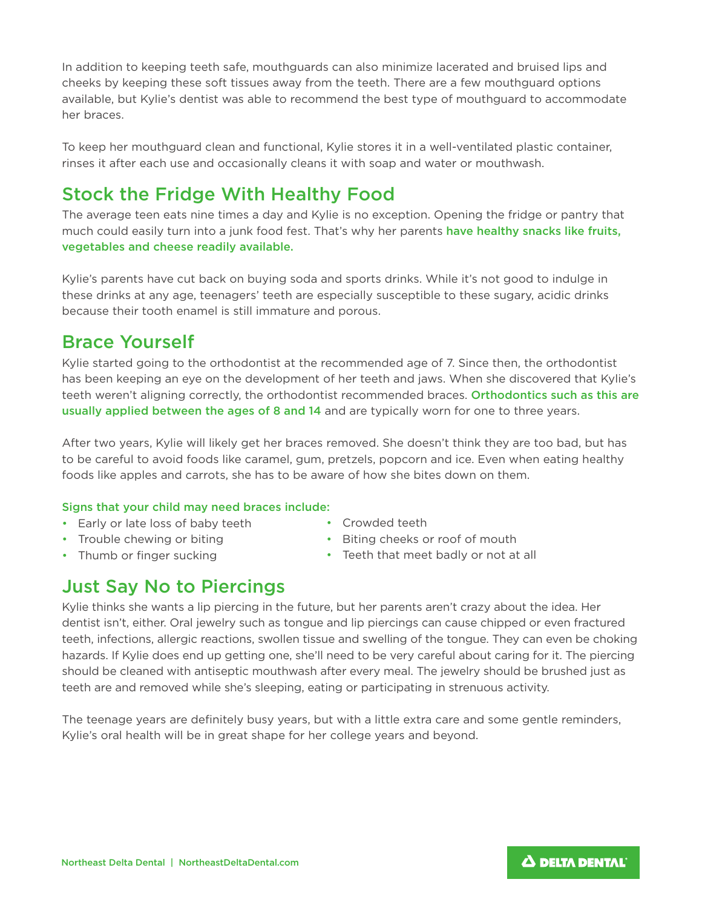In addition to keeping teeth safe, mouthguards can also minimize lacerated and bruised lips and cheeks by keeping these soft tissues away from the teeth. There are a few mouthguard options available, but Kylie's dentist was able to recommend the best type of mouthguard to accommodate her braces.

To keep her mouthguard clean and functional, Kylie stores it in a well-ventilated plastic container, rinses it after each use and occasionally cleans it with soap and water or mouthwash.

## Stock the Fridge With Healthy Food

The average teen eats nine times a day and Kylie is no exception. Opening the fridge or pantry that much could easily turn into a junk food fest. That's why her parents **have healthy snacks like fruits, vegetables and cheese readily available.**

Kylie's parents have cut back on buying soda and sports drinks. While it's not good to indulge in these drinks at any age, teenagers' teeth are especially susceptible to these sugary, acidic drinks because their tooth enamel is still immature and porous.

## Brace Yourself

Kylie started going to the orthodontist at the recommended age of 7. Since then, the orthodontist has been keeping an eye on the development of her teeth and jaws. When she discovered that Kylie's teeth weren't aligning correctly, the orthodontist recommended braces. **Orthodontics such as this are usually applied between the ages of 8 and 14** and are typically worn for one to three years.

After two years, Kylie will likely get her braces removed. She doesn't think they are too bad, but has to be careful to avoid foods like caramel, gum, pretzels, popcorn and ice. Even when eating healthy foods like apples and carrots, she has to be aware of how she bites down on them.

**Signs that your child may need braces include:**

- Early or late loss of baby teeth
- Trouble chewing or biting
- Thumb or finger sucking
- Crowded teeth
- Biting cheeks or roof of mouth
- Teeth that meet badly or not at all

## Just Say No to Piercings

Kylie thinks she wants a lip piercing in the future, but her parents aren't crazy about the idea. Her dentist isn't, either. Oral jewelry such as tongue and lip piercings can cause chipped or even fractured teeth, infections, allergic reactions, swollen tissue and swelling of the tongue. They can even be choking hazards. If Kylie does end up getting one, she'll need to be very careful about caring for it. The piercing should be cleaned with antiseptic mouthwash after every meal. The jewelry should be brushed just as teeth are and removed while she's sleeping, eating or participating in strenuous activity.

The teenage years are definitely busy years, but with a little extra care and some gentle reminders, Kylie's oral health will be in great shape for her college years and beyond.